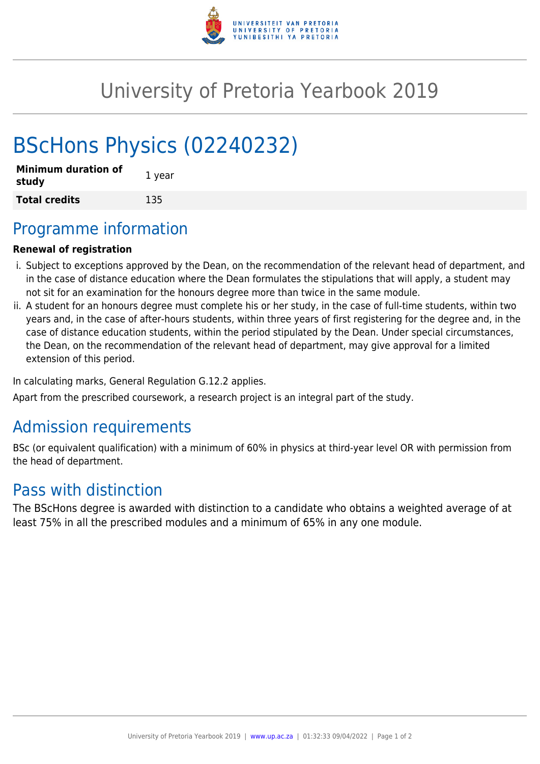# University of Pretoria Yearbook 2019

# BScHons Physics (02240232)

| **Minimum duration of study** | 1 year |
| --- | --- |
| **Total credits** | 135 |

## Programme information

**Renewal of registration**

i. Subject to exceptions approved by the Dean, on the recommendation of the relevant head of department, and in the case of distance education where the Dean formulates the stipulations that will apply, a student may not sit for an examination for the honours degree more than twice in the same module.
ii. A student for an honours degree must complete his or her study, in the case of full-time students, within two years and, in the case of after-hours students, within three years of first registering for the degree and, in the case of distance education students, within the period stipulated by the Dean. Under special circumstances, the Dean, on the recommendation of the relevant head of department, may give approval for a limited extension of this period.

In calculating marks, General Regulation G.12.2 applies.

Apart from the prescribed coursework, a research project is an integral part of the study.

## Admission requirements

BSc (or equivalent qualification) with a minimum of 60% in physics at third-year level OR with permission from the head of department.

## Pass with distinction

The BScHons degree is awarded with distinction to a candidate who obtains a weighted average of at least 75% in all the prescribed modules and a minimum of 65% in any one module.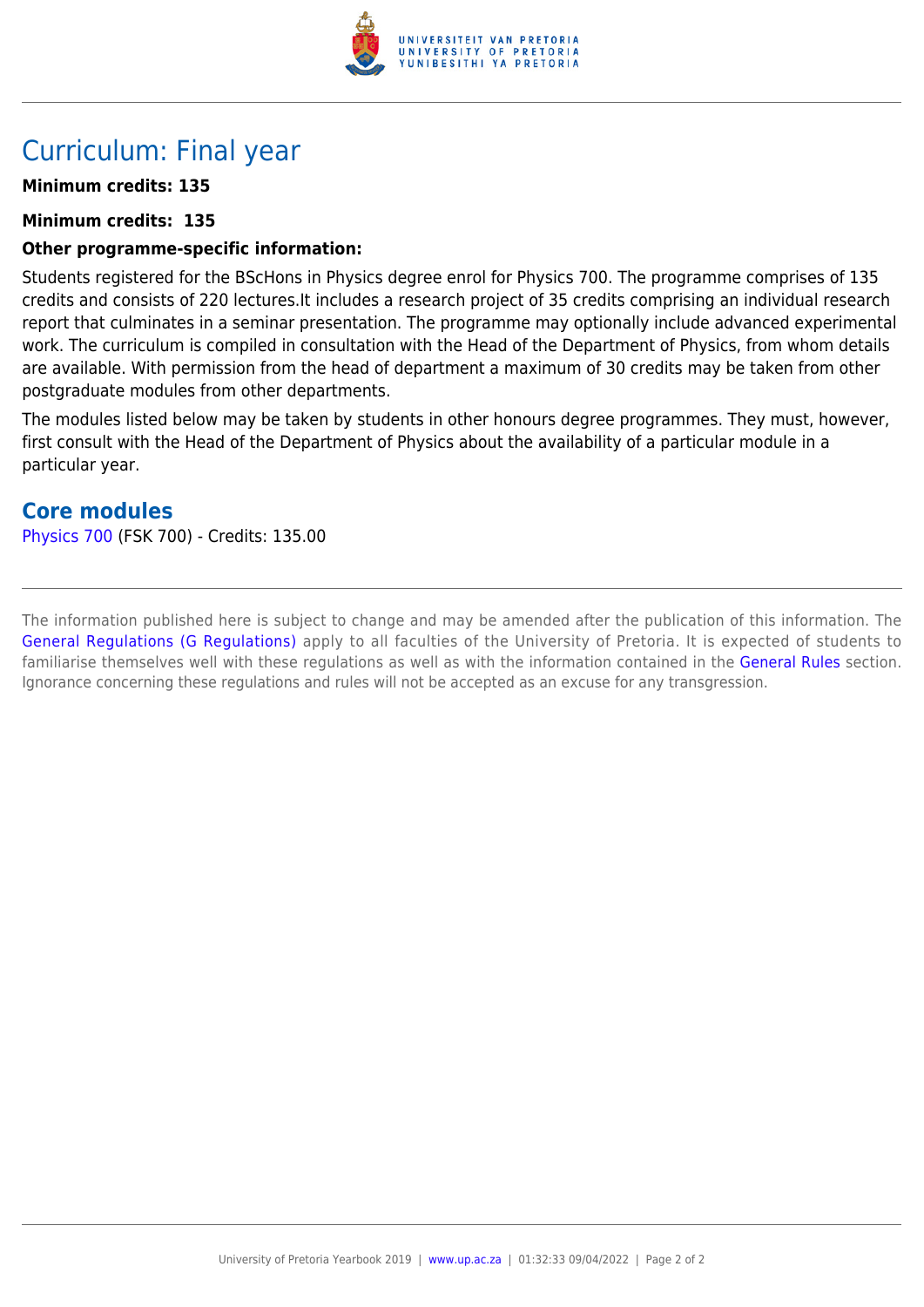# Curriculum: Final year

**Minimum credits: 135**

**Minimum credits: 135**

**Other programme-specific information:**

Students registered for the BScHons in Physics degree enrol for Physics 700. The programme comprises of 135 credits and consists of 220 lectures.It includes a research project of 35 credits comprising an individual research report that culminates in a seminar presentation. The programme may optionally include advanced experimental work. The curriculum is compiled in consultation with the Head of the Department of Physics, from whom details are available. With permission from the head of department a maximum of 30 credits may be taken from other postgraduate modules from other departments.

The modules listed below may be taken by students in other honours degree programmes. They must, however, first consult with the Head of the Department of Physics about the availability of a particular module in a particular year.

## Core modules

Physics 700 (FSK 700) - Credits: 135.00

The information published here is subject to change and may be amended after the publication of this information. The General Regulations (G Regulations) apply to all faculties of the University of Pretoria. It is expected of students to familiarise themselves well with these regulations as well as with the information contained in the General Rules section. Ignorance concerning these regulations and rules will not be accepted as an excuse for any transgression.